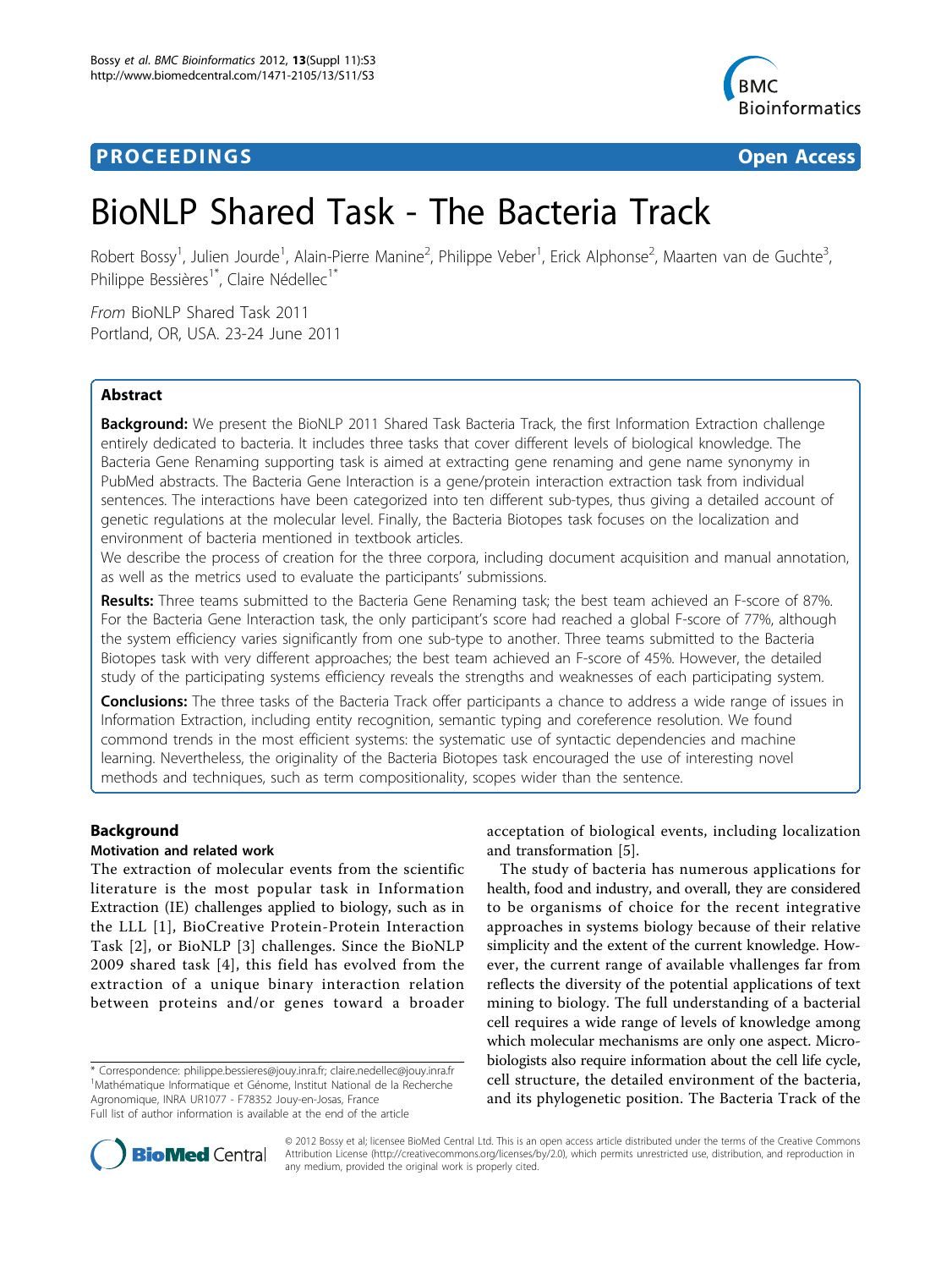# PROCEEDINGS Open Access

# BioNLP Shared Task - The Bacteria Track

Robert Bossy[1], Julien Jourde[1], Alain-Pierre Manine[2], Philippe Veber[1], Erick Alphonse[2], Maarten van de Guchte[3], Philippe Bessières[1*], Claire Nédellec[1*]

*From* BioNLP Shared Task 2011
Portland, OR, USA. 23-24 June 2011

## Abstract

**Background:** We present the BioNLP 2011 Shared Task Bacteria Track, the first Information Extraction challenge entirely dedicated to bacteria. It includes three tasks that cover different levels of biological knowledge. The Bacteria Gene Renaming supporting task is aimed at extracting gene renaming and gene name synonymy in PubMed abstracts. The Bacteria Gene Interaction is a gene/protein interaction extraction task from individual sentences. The interactions have been categorized into ten different sub-types, thus giving a detailed account of genetic regulations at the molecular level. Finally, the Bacteria Biotopes task focuses on the localization and environment of bacteria mentioned in textbook articles.

We describe the process of creation for the three corpora, including document acquisition and manual annotation, as well as the metrics used to evaluate the participants' submissions.

**Results:** Three teams submitted to the Bacteria Gene Renaming task; the best team achieved an F-score of 87%. For the Bacteria Gene Interaction task, the only participant's score had reached a global F-score of 77%, although the system efficiency varies significantly from one sub-type to another. Three teams submitted to the Bacteria Biotopes task with very different approaches; the best team achieved an F-score of 45%. However, the detailed study of the participating systems efficiency reveals the strengths and weaknesses of each participating system.

**Conclusions:** The three tasks of the Bacteria Track offer participants a chance to address a wide range of issues in Information Extraction, including entity recognition, semantic typing and coreference resolution. We found commond trends in the most efficient systems: the systematic use of syntactic dependencies and machine learning. Nevertheless, the originality of the Bacteria Biotopes task encouraged the use of interesting novel methods and techniques, such as term compositionality, scopes wider than the sentence.

## Background

### Motivation and related work

The extraction of molecular events from the scientific literature is the most popular task in Information Extraction (IE) challenges applied to biology, such as in the LLL [1], BioCreative Protein-Protein Interaction Task [2], or BioNLP [3] challenges. Since the BioNLP 2009 shared task [4], this field has evolved from the extraction of a unique binary interaction relation between proteins and/or genes toward a broader acceptation of biological events, including localization and transformation [5].

The study of bacteria has numerous applications for health, food and industry, and overall, they are considered to be organisms of choice for the recent integrative approaches in systems biology because of their relative simplicity and the extent of the current knowledge. However, the current range of available vhallenges far from reflects the diversity of the potential applications of text mining to biology. The full understanding of a bacterial cell requires a wide range of levels of knowledge among which molecular mechanisms are only one aspect. Microbiologists also require information about the cell life cycle, cell structure, the detailed environment of the bacteria, and its phylogenetic position. The Bacteria Track of the

\* Correspondence: philippe.bessieres@jouy.inra.fr; claire.nedellec@jouy.inra.fr
[1]Mathématique Informatique et Génome, Institut National de la Recherche Agronomique, INRA UR1077 - F78352 Jouy-en-Josas, France
Full list of author information is available at the end of the article

© 2012 Bossy et al; licensee BioMed Central Ltd. This is an open access article distributed under the terms of the Creative Commons Attribution License (http://creativecommons.org/licenses/by/2.0), which permits unrestricted use, distribution, and reproduction in any medium, provided the original work is properly cited.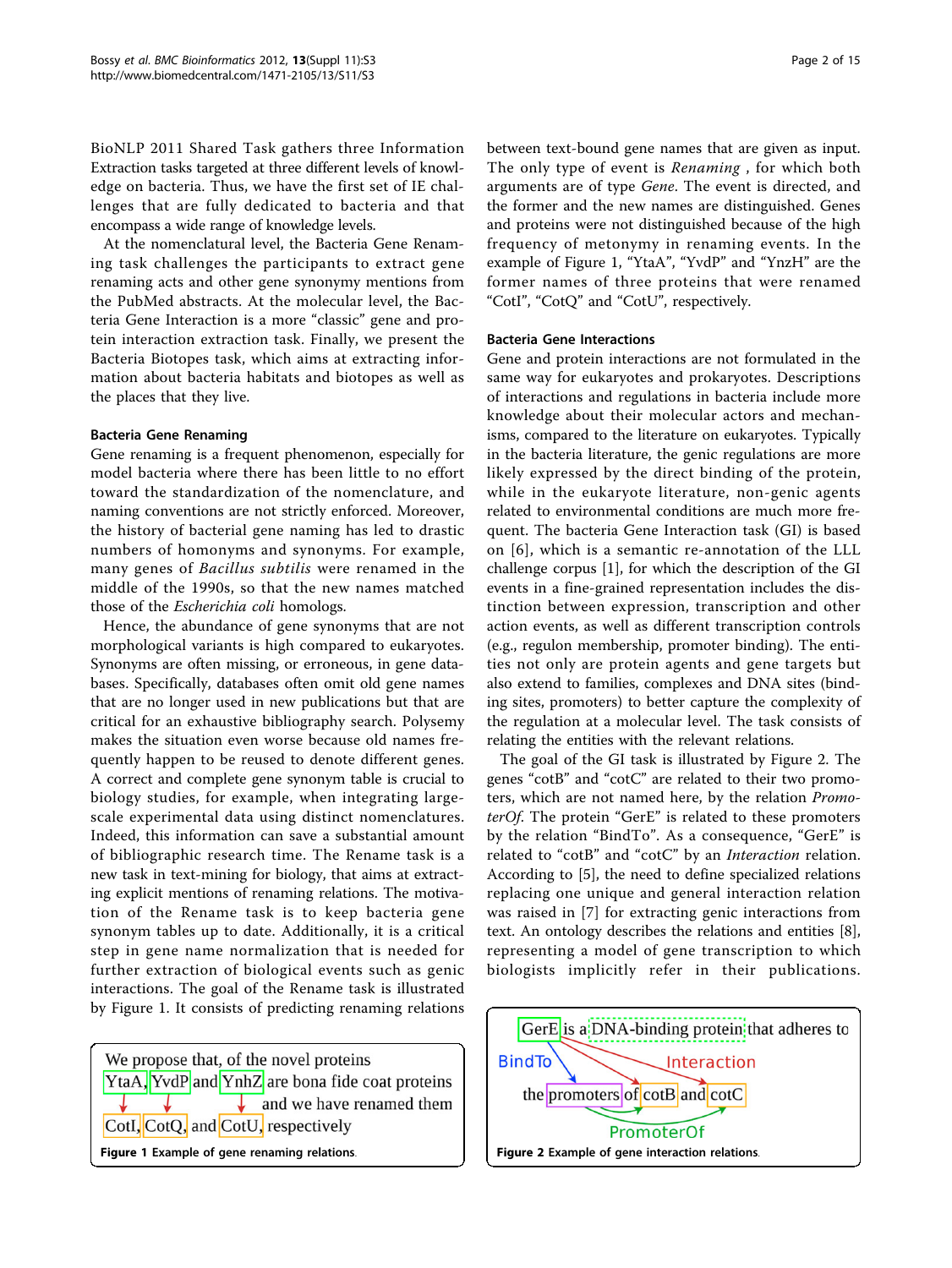BioNLP 2011 Shared Task gathers three Information Extraction tasks targeted at three different levels of knowledge on bacteria. Thus, we have the first set of IE challenges that are fully dedicated to bacteria and that encompass a wide range of knowledge levels.

At the nomenclatural level, the Bacteria Gene Renaming task challenges the participants to extract gene renaming acts and other gene synonymy mentions from the PubMed abstracts. At the molecular level, the Bacteria Gene Interaction is a more "classic" gene and protein interaction extraction task. Finally, we present the Bacteria Biotopes task, which aims at extracting information about bacteria habitats and biotopes as well as the places that they live.

### Bacteria Gene Renaming

Gene renaming is a frequent phenomenon, especially for model bacteria where there has been little to no effort toward the standardization of the nomenclature, and naming conventions are not strictly enforced. Moreover, the history of bacterial gene naming has led to drastic numbers of homonyms and synonyms. For example, many genes of *Bacillus subtilis* were renamed in the middle of the 1990s, so that the new names matched those of the *Escherichia coli* homologs.

Hence, the abundance of gene synonyms that are not morphological variants is high compared to eukaryotes. Synonyms are often missing, or erroneous, in gene databases. Specifically, databases often omit old gene names that are no longer used in new publications but that are critical for an exhaustive bibliography search. Polysemy makes the situation even worse because old names frequently happen to be reused to denote different genes. A correct and complete gene synonym table is crucial to biology studies, for example, when integrating large-scale experimental data using distinct nomenclatures. Indeed, this information can save a substantial amount of bibliographic research time. The Rename task is a new task in text-mining for biology, that aims at extracting explicit mentions of renaming relations. The motivation of the Rename task is to keep bacteria gene synonym tables up to date. Additionally, it is a critical step in gene name normalization that is needed for further extraction of biological events such as genic interactions. The goal of the Rename task is illustrated by Figure 1. It consists of predicting renaming relations between text-bound gene names that are given as input. The only type of event is *Renaming* , for which both arguments are of type *Gene*. The event is directed, and the former and the new names are distinguished. Genes and proteins were not distinguished because of the high frequency of metonymy in renaming events. In the example of Figure 1, "YtaA", "YvdP" and "YnzH" are the former names of three proteins that were renamed "CotI", "CotQ" and "CotU", respectively.

We propose that, of the novel proteins
YtaA, YvdP and YnhZ are bona fide coat proteins
and we have renamed them
CotI, CotQ, and CotU, respectively

**Figure 1** Example of gene renaming relations.

### Bacteria Gene Interactions

Gene and protein interactions are not formulated in the same way for eukaryotes and prokaryotes. Descriptions of interactions and regulations in bacteria include more knowledge about their molecular actors and mechanisms, compared to the literature on eukaryotes. Typically in the bacteria literature, the genic regulations are more likely expressed by the direct binding of the protein, while in the eukaryote literature, non-genic agents related to environmental conditions are much more frequent. The bacteria Gene Interaction task (GI) is based on [6], which is a semantic re-annotation of the LLL challenge corpus [1], for which the description of the GI events in a fine-grained representation includes the distinction between expression, transcription and other action events, as well as different transcription controls (e.g., regulon membership, promoter binding). The entities not only are protein agents and gene targets but also extend to families, complexes and DNA sites (binding sites, promoters) to better capture the complexity of the regulation at a molecular level. The task consists of relating the entities with the relevant relations.

The goal of the GI task is illustrated by Figure 2. The genes "cotB" and "cotC" are related to their two promoters, which are not named here, by the relation *PromoterOf*. The protein "GerE" is related to these promoters by the relation "BindTo". As a consequence, "GerE" is related to "cotB" and "cotC" by an *Interaction* relation. According to [5], the need to define specialized relations replacing one unique and general interaction relation was raised in [7] for extracting genic interactions from text. An ontology describes the relations and entities [8], representing a model of gene transcription to which biologists implicitly refer in their publications.

GerE is a DNA-binding protein that adheres to
BindTo
Interaction
the promoters of cotB and cotC
PromoterOf

**Figure 2** Example of gene interaction relations.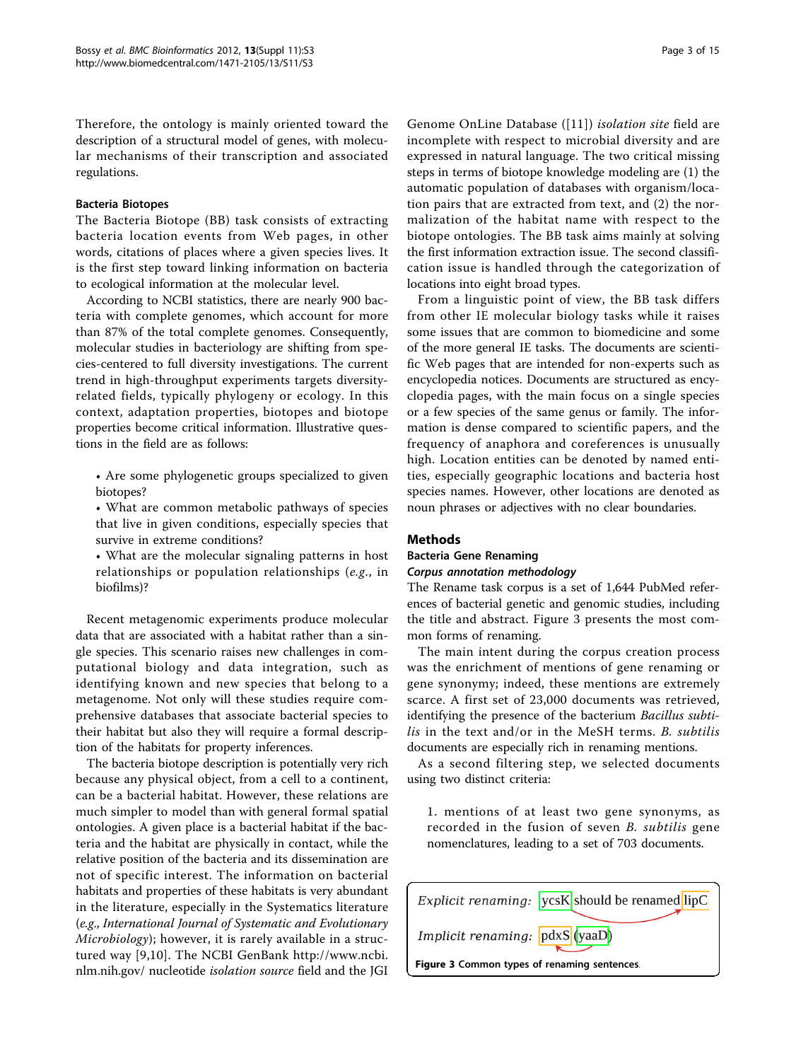Therefore, the ontology is mainly oriented toward the description of a structural model of genes, with molecular mechanisms of their transcription and associated regulations.

### Bacteria Biotopes

The Bacteria Biotope (BB) task consists of extracting bacteria location events from Web pages, in other words, citations of places where a given species lives. It is the first step toward linking information on bacteria to ecological information at the molecular level.

According to NCBI statistics, there are nearly 900 bacteria with complete genomes, which account for more than 87% of the total complete genomes. Consequently, molecular studies in bacteriology are shifting from species-centered to full diversity investigations. The current trend in high-throughput experiments targets diversity-related fields, typically phylogeny or ecology. In this context, adaptation properties, biotopes and biotope properties become critical information. Illustrative questions in the field are as follows:

- Are some phylogenetic groups specialized to given biotopes?
- What are common metabolic pathways of species that live in given conditions, especially species that survive in extreme conditions?
- What are the molecular signaling patterns in host relationships or population relationships (*e.g.*, in biofilms)?

Recent metagenomic experiments produce molecular data that are associated with a habitat rather than a single species. This scenario raises new challenges in computational biology and data integration, such as identifying known and new species that belong to a metagenome. Not only will these studies require comprehensive databases that associate bacterial species to their habitat but also they will require a formal description of the habitats for property inferences.

The bacteria biotope description is potentially very rich because any physical object, from a cell to a continent, can be a bacterial habitat. However, these relations are much simpler to model than with general formal spatial ontologies. A given place is a bacterial habitat if the bacteria and the habitat are physically in contact, while the relative position of the bacteria and its dissemination are not of specific interest. The information on bacterial habitats and properties of these habitats is very abundant in the literature, especially in the Systematics literature (*e.g.*, *International Journal of Systematic and Evolutionary Microbiology*); however, it is rarely available in a structured way [9,10]. The NCBI GenBank http://www.ncbi.nlm.nih.gov/ nucleotide *isolation source* field and the JGI Genome OnLine Database ([11]) *isolation site* field are incomplete with respect to microbial diversity and are expressed in natural language. The two critical missing steps in terms of biotope knowledge modeling are (1) the automatic population of databases with organism/location pairs that are extracted from text, and (2) the normalization of the habitat name with respect to the biotope ontologies. The BB task aims mainly at solving the first information extraction issue. The second classification issue is handled through the categorization of locations into eight broad types.

From a linguistic point of view, the BB task differs from other IE molecular biology tasks while it raises some issues that are common to biomedicine and some of the more general IE tasks. The documents are scientific Web pages that are intended for non-experts such as encyclopedia notices. Documents are structured as encyclopedia pages, with the main focus on a single species or a few species of the same genus or family. The information is dense compared to scientific papers, and the frequency of anaphora and coreferences is unusually high. Location entities can be denoted by named entities, especially geographic locations and bacteria host species names. However, other locations are denoted as noun phrases or adjectives with no clear boundaries.

## Methods

### Bacteria Gene Renaming

#### *Corpus annotation methodology*

The Rename task corpus is a set of 1,644 PubMed references of bacterial genetic and genomic studies, including the title and abstract. Figure 3 presents the most common forms of renaming.

The main intent during the corpus creation process was the enrichment of mentions of gene renaming or gene synonymy; indeed, these mentions are extremely scarce. A first set of 23,000 documents was retrieved, identifying the presence of the bacterium *Bacillus subtilis* in the text and/or in the MeSH terms. *B. subtilis* documents are especially rich in renaming mentions.

As a second filtering step, we selected documents using two distinct criteria:

1. mentions of at least two gene synonyms, as recorded in the fusion of seven *B. subtilis* gene nomenclatures, leading to a set of 703 documents.

*Explicit renaming:* ycsK should be renamed lipC

*Implicit renaming:* pdxS (yaaD)

**Figure 3** Common types of renaming sentences.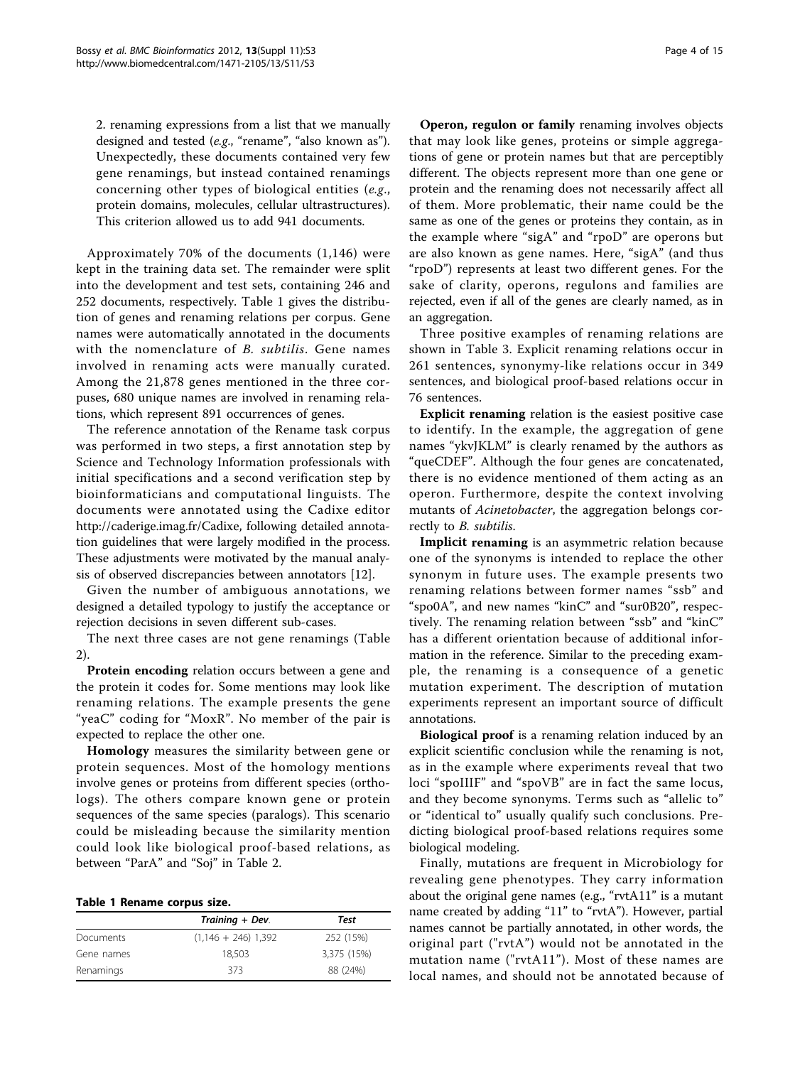2. renaming expressions from a list that we manually designed and tested (*e.g.*, "rename", "also known as"). Unexpectedly, these documents contained very few gene renamings, but instead contained renamings concerning other types of biological entities (*e.g.*, protein domains, molecules, cellular ultrastructures). This criterion allowed us to add 941 documents.

Approximately 70% of the documents (1,146) were kept in the training data set. The remainder were split into the development and test sets, containing 246 and 252 documents, respectively. Table 1 gives the distribution of genes and renaming relations per corpus. Gene names were automatically annotated in the documents with the nomenclature of *B. subtilis*. Gene names involved in renaming acts were manually curated. Among the 21,878 genes mentioned in the three corpuses, 680 unique names are involved in renaming relations, which represent 891 occurrences of genes.

The reference annotation of the Rename task corpus was performed in two steps, a first annotation step by Science and Technology Information professionals with initial specifications and a second verification step by bioinformaticians and computational linguists. The documents were annotated using the Cadixe editor http://caderige.imag.fr/Cadixe, following detailed annotation guidelines that were largely modified in the process. These adjustments were motivated by the manual analysis of observed discrepancies between annotators [12].

Given the number of ambiguous annotations, we designed a detailed typology to justify the acceptance or rejection decisions in seven different sub-cases.

The next three cases are not gene renamings (Table 2).

**Protein encoding** relation occurs between a gene and the protein it codes for. Some mentions may look like renaming relations. The example presents the gene "yeaC" coding for "MoxR". No member of the pair is expected to replace the other one.

**Homology** measures the similarity between gene or protein sequences. Most of the homology mentions involve genes or proteins from different species (orthologs). The others compare known gene or protein sequences of the same species (paralogs). This scenario could be misleading because the similarity mention could look like biological proof-based relations, as between "ParA" and "Soj" in Table 2.

**Table 1 Rename corpus size.**

| | *Training + Dev.* | *Test* |
|---|---|---|
| Documents | (1,146 + 246) 1,392 | 252 (15%) |
| Gene names | 18,503 | 3,375 (15%) |
| Renamings | 373 | 88 (24%) |

**Operon, regulon or family** renaming involves objects that may look like genes, proteins or simple aggregations of gene or protein names but that are perceptibly different. The objects represent more than one gene or protein and the renaming does not necessarily affect all of them. More problematic, their name could be the same as one of the genes or proteins they contain, as in the example where "sigA" and "rpoD" are operons but are also known as gene names. Here, "sigA" (and thus "rpoD") represents at least two different genes. For the sake of clarity, operons, regulons and families are rejected, even if all of the genes are clearly named, as in an aggregation.

Three positive examples of renaming relations are shown in Table 3. Explicit renaming relations occur in 261 sentences, synonymy-like relations occur in 349 sentences, and biological proof-based relations occur in 76 sentences.

**Explicit renaming** relation is the easiest positive case to identify. In the example, the aggregation of gene names "ykvJKLM" is clearly renamed by the authors as "queCDEF". Although the four genes are concatenated, there is no evidence mentioned of them acting as an operon. Furthermore, despite the context involving mutants of *Acinetobacter*, the aggregation belongs correctly to *B. subtilis.*

**Implicit renaming** is an asymmetric relation because one of the synonyms is intended to replace the other synonym in future uses. The example presents two renaming relations between former names "ssb" and "spo0A", and new names "kinC" and "sur0B20", respectively. The renaming relation between "ssb" and "kinC" has a different orientation because of additional information in the reference. Similar to the preceding example, the renaming is a consequence of a genetic mutation experiment. The description of mutation experiments represent an important source of difficult annotations.

**Biological proof** is a renaming relation induced by an explicit scientific conclusion while the renaming is not, as in the example where experiments reveal that two loci "spoIIIF" and "spoVB" are in fact the same locus, and they become synonyms. Terms such as "allelic to" or "identical to" usually qualify such conclusions. Predicting biological proof-based relations requires some biological modeling.

Finally, mutations are frequent in Microbiology for revealing gene phenotypes. They carry information about the original gene names (e.g., "rvtA11" is a mutant name created by adding "11" to "rvtA"). However, partial names cannot be partially annotated, in other words, the original part ("rvtA") would not be annotated in the mutation name ("rvtA11"). Most of these names are local names, and should not be annotated because of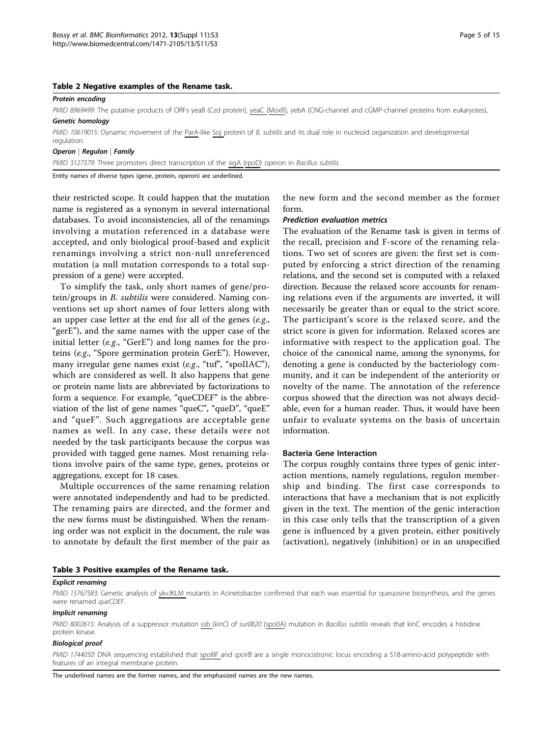**Table 2 Negative examples of the Rename task.**

| |
|---|
| ***Protein encoding*** |
| *PMID 8969499:* The putative products of ORFs yeaB (Czd protein), yeaC (MoxR), yebA (CNG-channel and cGMP-channel proteins from eukaryotes), |
| ***Genetic homology*** |
| *PMID 10619015:* Dynamic movement of the ParA-like Soj protein of *B. subtilis* and its dual role in nucleoid organization and developmental regulation. |
| ***Operon \| Regulon \| Family*** |
| *PMID 3127379:* Three promoters direct transcription of the sigA (rpoD) operon in *Bacillus subtilis*. |

Entity names of diverse types (gene, protein, operon) are underlined.

their restricted scope. It could happen that the mutation name is registered as a synonym in several international databases. To avoid inconsistencies, all of the renamings involving a mutation referenced in a database were accepted, and only biological proof-based and explicit renamings involving a strict non-null unreferenced mutation (a null mutation corresponds to a total suppression of a gene) were accepted.

To simplify the task, only short names of gene/protein/groups in *B. subtilis* were considered. Naming conventions set up short names of four letters along with an upper case letter at the end for all of the genes (*e.g.*, "gerE"), and the same names with the upper case of the initial letter (*e.g.*, "GerE") and long names for the proteins (*e.g.*, "Spore germination protein GerE"). However, many irregular gene names exist (*e.g.*, "tuf", "spoIIAC"), which are considered as well. It also happens that gene or protein name lists are abbreviated by factorizations to form a sequence. For example, "queCDEF" is the abbreviation of the list of gene names "queC", "queD", "queE" and "queF". Such aggregations are acceptable gene names as well. In any case, these details were not needed by the task participants because the corpus was provided with tagged gene names. Most renaming relations involve pairs of the same type, genes, proteins or aggregations, except for 18 cases.

Multiple occurrences of the same renaming relation were annotated independently and had to be predicted. The renaming pairs are directed, and the former and the new forms must be distinguished. When the renaming order was not explicit in the document, the rule was to annotate by default the first member of the pair as the new form and the second member as the former form.

#### Prediction evaluation metrics

The evaluation of the Rename task is given in terms of the recall, precision and F-score of the renaming relations. Two set of scores are given: the first set is computed by enforcing a strict direction of the renaming relations, and the second set is computed with a relaxed direction. Because the relaxed score accounts for renaming relations even if the arguments are inverted, it will necessarily be greater than or equal to the strict score. The participant's score is the relaxed score, and the strict score is given for information. Relaxed scores are informative with respect to the application goal. The choice of the canonical name, among the synonyms, for denoting a gene is conducted by the bacteriology community, and it can be independent of the anteriority or novelty of the name. The annotation of the reference corpus showed that the direction was not always decidable, even for a human reader. Thus, it would have been unfair to evaluate systems on the basis of uncertain information.

### Bacteria Gene Interaction

The corpus roughly contains three types of genic interaction mentions, namely regulations, regulon membership and binding. The first case corresponds to interactions that have a mechanism that is not explicitly given in the text. The mention of the genic interaction in this case only tells that the transcription of a given gene is influenced by a given protein, either positively (activation), negatively (inhibition) or in an unspecified

**Table 3 Positive examples of the Rename task.**

| |
|---|
| ***Explicit renaming*** |
| *PMID 15767583*: Genetic analysis of ykvJKLM mutants in Acinetobacter confirmed that each was essential for queuosine biosynthesis, and the genes were renamed *queCDEF*. |
| ***Implicit renaming*** |
| *PMID 8002615*: Analysis of a suppressor mutation ssb (*kinC*) of *sur0B20* (spo0A) mutation in *Bacillus subtilis* reveals that kinC encodes a histidine protein kinase. |
| ***Biological proof*** |
| *PMID 1744050*: DNA sequencing established that spoIIIF and *spoVB* are a single monocistronic locus encoding a 518-amino-acid polypeptide with features of an integral membrane protein. |

The underlined names are the former names, and the emphasized names are the new names.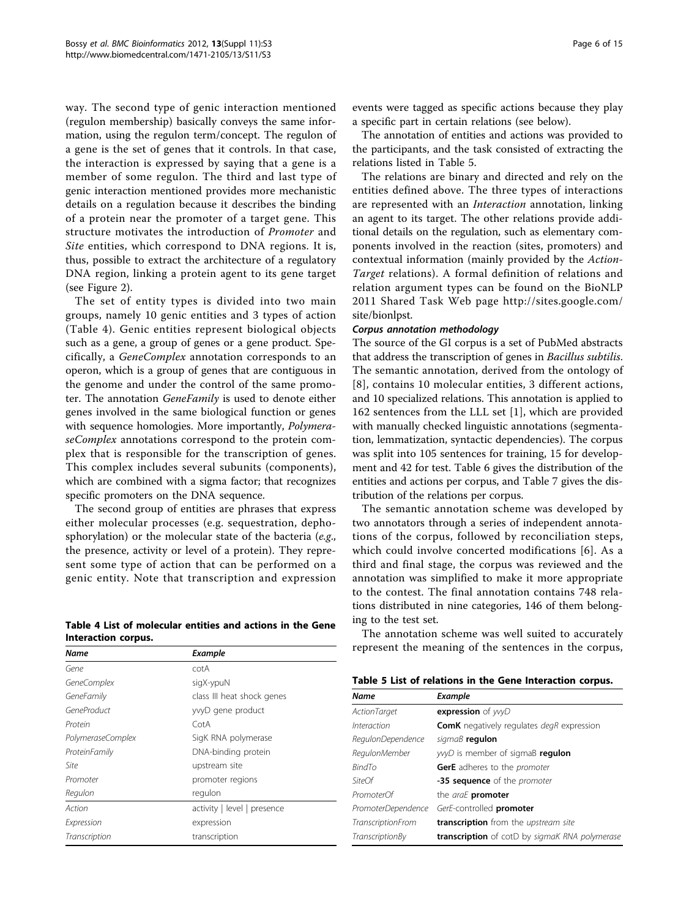way. The second type of genic interaction mentioned (regulon membership) basically conveys the same information, using the regulon term/concept. The regulon of a gene is the set of genes that it controls. In that case, the interaction is expressed by saying that a gene is a member of some regulon. The third and last type of genic interaction mentioned provides more mechanistic details on a regulation because it describes the binding of a protein near the promoter of a target gene. This structure motivates the introduction of *Promoter* and *Site* entities, which correspond to DNA regions. It is, thus, possible to extract the architecture of a regulatory DNA region, linking a protein agent to its gene target (see Figure 2).

The set of entity types is divided into two main groups, namely 10 genic entities and 3 types of action (Table 4). Genic entities represent biological objects such as a gene, a group of genes or a gene product. Specifically, a *GeneComplex* annotation corresponds to an operon, which is a group of genes that are contiguous in the genome and under the control of the same promoter. The annotation *GeneFamily* is used to denote either genes involved in the same biological function or genes with sequence homologies. More importantly, *PolymeraseComplex* annotations correspond to the protein complex that is responsible for the transcription of genes. This complex includes several subunits (components), which are combined with a sigma factor; that recognizes specific promoters on the DNA sequence.

The second group of entities are phrases that express either molecular processes (e.g. sequestration, dephosphorylation) or the molecular state of the bacteria (*e.g.*, the presence, activity or level of a protein). They represent some type of action that can be performed on a genic entity. Note that transcription and expression

**Table 4 List of molecular entities and actions in the Gene Interaction corpus.**

| *Name* | *Example* |
|---|---|
| *Gene* | cotA |
| *GeneComplex* | sigX-ypuN |
| *GeneFamily* | class III heat shock genes |
| *GeneProduct* | yvyD gene product |
| *Protein* | CotA |
| *PolymeraseComplex* | SigK RNA polymerase |
| *ProteinFamily* | DNA-binding protein |
| *Site* | upstream site |
| *Promoter* | promoter regions |
| *Regulon* | regulon |
| *Action* | activity \| level \| presence |
| *Expression* | expression |
| *Transcription* | transcription |

events were tagged as specific actions because they play a specific part in certain relations (see below).

The annotation of entities and actions was provided to the participants, and the task consisted of extracting the relations listed in Table 5.

The relations are binary and directed and rely on the entities defined above. The three types of interactions are represented with an *Interaction* annotation, linking an agent to its target. The other relations provide additional details on the regulation, such as elementary components involved in the reaction (sites, promoters) and contextual information (mainly provided by the *Action-Target* relations). A formal definition of relations and relation argument types can be found on the BioNLP 2011 Shared Task Web page http://sites.google.com/site/bionlpst.

#### *Corpus annotation methodology*

The source of the GI corpus is a set of PubMed abstracts that address the transcription of genes in *Bacillus subtilis*. The semantic annotation, derived from the ontology of [8], contains 10 molecular entities, 3 different actions, and 10 specialized relations. This annotation is applied to 162 sentences from the LLL set [1], which are provided with manually checked linguistic annotations (segmentation, lemmatization, syntactic dependencies). The corpus was split into 105 sentences for training, 15 for development and 42 for test. Table 6 gives the distribution of the entities and actions per corpus, and Table 7 gives the distribution of the relations per corpus.

The semantic annotation scheme was developed by two annotators through a series of independent annotations of the corpus, followed by reconciliation steps, which could involve concerted modifications [6]. As a third and final stage, the corpus was reviewed and the annotation was simplified to make it more appropriate to the contest. The final annotation contains 748 relations distributed in nine categories, 146 of them belonging to the test set.

The annotation scheme was well suited to accurately represent the meaning of the sentences in the corpus,

**Table 5 List of relations in the Gene Interaction corpus.**

| *Name* | *Example* |
|---|---|
| *ActionTarget* | **expression** of *yvyD* |
| *Interaction* | **ComK** negatively regulates *degR* expression |
| *RegulonDependence* | *sigmaB* **regulon** |
| *RegulonMember* | *yvyD* is member of sigmaB **regulon** |
| *BindTo* | **GerE** adheres to the *promoter* |
| *SiteOf* | **-35 sequence** of the *promoter* |
| *PromoterOf* | the *araE* **promoter** |
| *PromoterDependence* | *GerE*-controlled **promoter** |
| *TranscriptionFrom* | **transcription** from the *upstream site* |
| *TranscriptionBy* | **transcription** of cotD by *sigmaK RNA polymerase* |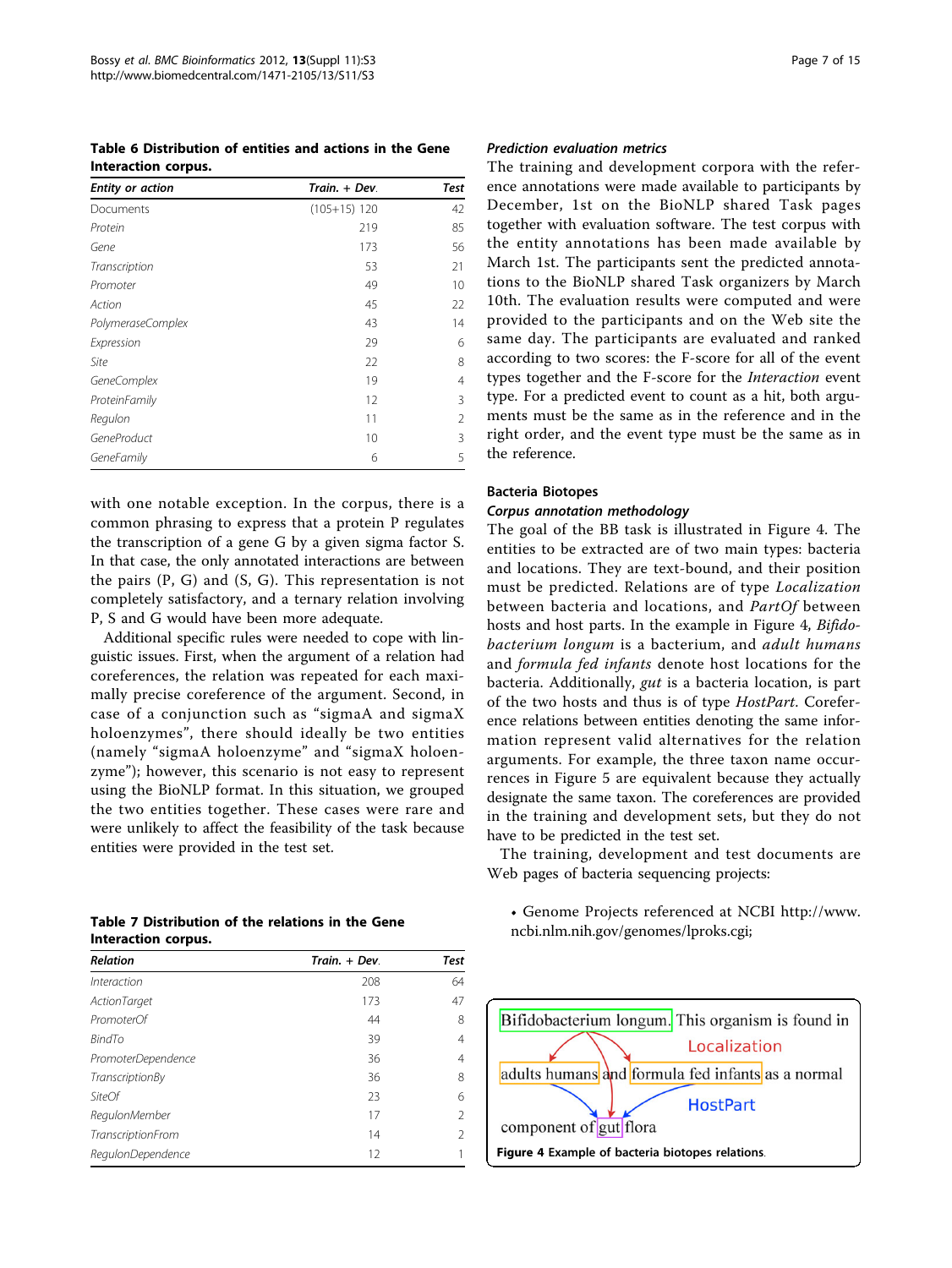**Table 6 Distribution of entities and actions in the Gene Interaction corpus.**

| *Entity or action* | *Train. + Dev.* | *Test* |
|---|---|---|
| Documents | (105+15) 120 | 42 |
| *Protein* | 219 | 85 |
| *Gene* | 173 | 56 |
| *Transcription* | 53 | 21 |
| *Promoter* | 49 | 10 |
| *Action* | 45 | 22 |
| *PolymeraseComplex* | 43 | 14 |
| *Expression* | 29 | 6 |
| *Site* | 22 | 8 |
| *GeneComplex* | 19 | 4 |
| *ProteinFamily* | 12 | 3 |
| *Regulon* | 11 | 2 |
| *GeneProduct* | 10 | 3 |
| *GeneFamily* | 6 | 5 |

with one notable exception. In the corpus, there is a common phrasing to express that a protein P regulates the transcription of a gene G by a given sigma factor S. In that case, the only annotated interactions are between the pairs (P, G) and (S, G). This representation is not completely satisfactory, and a ternary relation involving P, S and G would have been more adequate.

Additional specific rules were needed to cope with linguistic issues. First, when the argument of a relation had coreferences, the relation was repeated for each maximally precise coreference of the argument. Second, in case of a conjunction such as "sigmaA and sigmaX holoenzymes", there should ideally be two entities (namely "sigmaA holoenzyme" and "sigmaX holoenzyme"); however, this scenario is not easy to represent using the BioNLP format. In this situation, we grouped the two entities together. These cases were rare and were unlikely to affect the feasibility of the task because entities were provided in the test set.

**Table 7 Distribution of the relations in the Gene Interaction corpus.**

| *Relation* | *Train. + Dev.* | *Test* |
|---|---|---|
| *Interaction* | 208 | 64 |
| *ActionTarget* | 173 | 47 |
| *PromoterOf* | 44 | 8 |
| *BindTo* | 39 | 4 |
| *PromoterDependence* | 36 | 4 |
| *TranscriptionBy* | 36 | 8 |
| *SiteOf* | 23 | 6 |
| *RegulonMember* | 17 | 2 |
| *TranscriptionFrom* | 14 | 2 |
| *RegulonDependence* | 12 | 1 |

#### *Prediction evaluation metrics*

The training and development corpora with the reference annotations were made available to participants by December, 1st on the BioNLP shared Task pages together with evaluation software. The test corpus with the entity annotations has been made available by March 1st. The participants sent the predicted annotations to the BioNLP shared Task organizers by March 10th. The evaluation results were computed and were provided to the participants and on the Web site the same day. The participants are evaluated and ranked according to two scores: the F-score for all of the event types together and the F-score for the *Interaction* event type. For a predicted event to count as a hit, both arguments must be the same as in the reference and in the right order, and the event type must be the same as in the reference.

### Bacteria Biotopes

#### *Corpus annotation methodology*

The goal of the BB task is illustrated in Figure 4. The entities to be extracted are of two main types: bacteria and locations. They are text-bound, and their position must be predicted. Relations are of type *Localization* between bacteria and locations, and *PartOf* between hosts and host parts. In the example in Figure 4, *Bifidobacterium longum* is a bacterium, and *adult humans* and *formula fed infants* denote host locations for the bacteria. Additionally, *gut* is a bacteria location, is part of the two hosts and thus is of type *HostPart*. Coreference relations between entities denoting the same information represent valid alternatives for the relation arguments. For example, the three taxon name occurrences in Figure 5 are equivalent because they actually designate the same taxon. The coreferences are provided in the training and development sets, but they do not have to be predicted in the test set.

The training, development and test documents are Web pages of bacteria sequencing projects:

- Genome Projects referenced at NCBI http://www.ncbi.nlm.nih.gov/genomes/lproks.cgi;

**Figure 4 Example of bacteria biotopes relations.**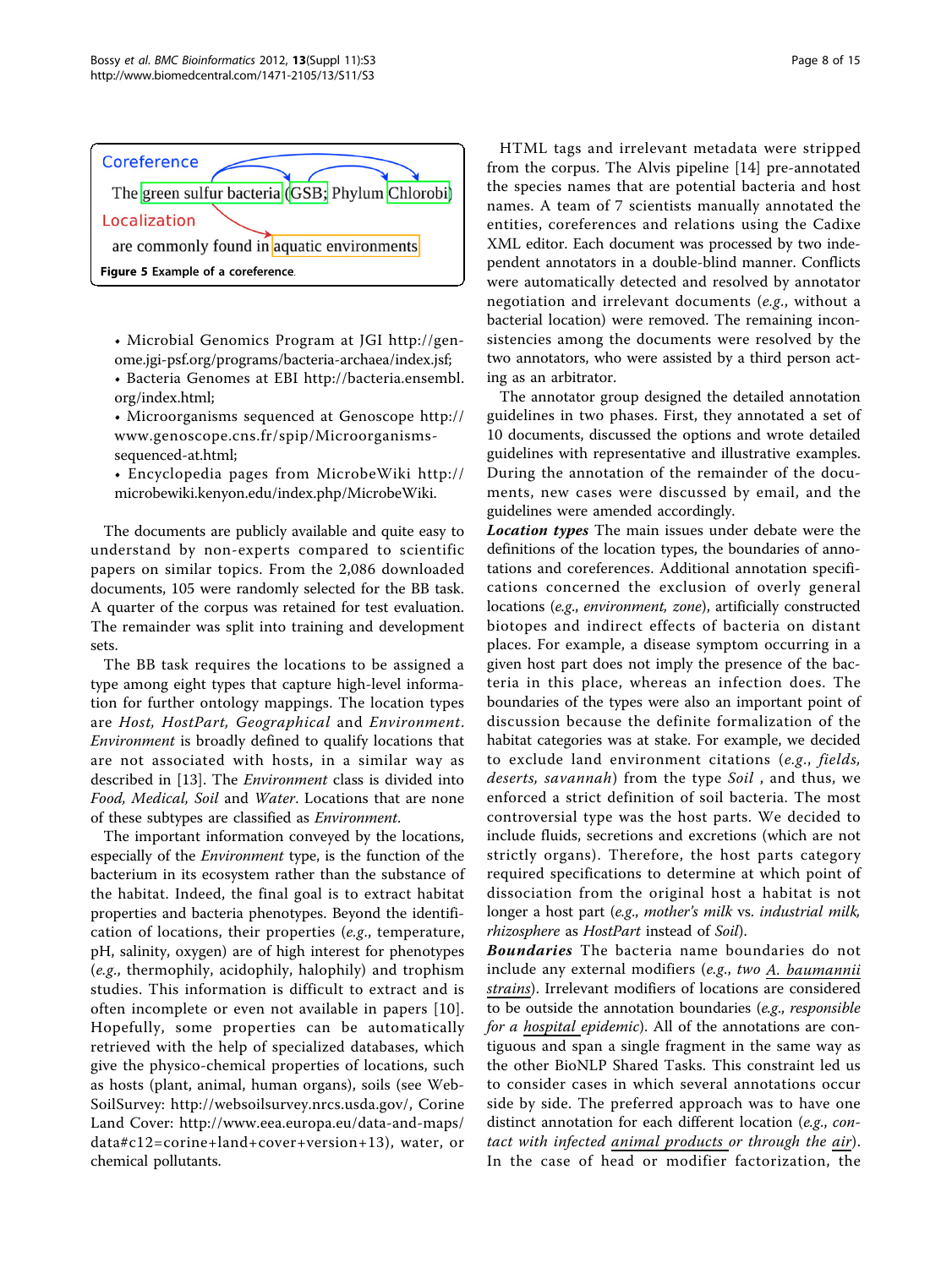Coreference

The green sulfur bacteria (GSB; Phylum Chlorobi)

Localization

are commonly found in aquatic environments

**Figure 5 Example of a coreference.**

- Microbial Genomics Program at JGI http://genome.jgi-psf.org/programs/bacteria-archaea/index.jsf;
- Bacteria Genomes at EBI http://bacteria.ensembl.org/index.html;
- Microorganisms sequenced at Genoscope http://www.genoscope.cns.fr/spip/Microorganisms-sequenced-at.html;
- Encyclopedia pages from MicrobeWiki http://microbewiki.kenyon.edu/index.php/MicrobeWiki.

The documents are publicly available and quite easy to understand by non-experts compared to scientific papers on similar topics. From the 2,086 downloaded documents, 105 were randomly selected for the BB task. A quarter of the corpus was retained for test evaluation. The remainder was split into training and development sets.

The BB task requires the locations to be assigned a type among eight types that capture high-level information for further ontology mappings. The location types are *Host, HostPart, Geographical* and *Environment*. *Environment* is broadly defined to qualify locations that are not associated with hosts, in a similar way as described in [13]. The *Environment* class is divided into *Food, Medical, Soil* and *Water*. Locations that are none of these subtypes are classified as *Environment*.

The important information conveyed by the locations, especially of the *Environment* type, is the function of the bacterium in its ecosystem rather than the substance of the habitat. Indeed, the final goal is to extract habitat properties and bacteria phenotypes. Beyond the identification of locations, their properties (*e.g.*, temperature, pH, salinity, oxygen) are of high interest for phenotypes (*e.g.*, thermophily, acidophily, halophily) and trophism studies. This information is difficult to extract and is often incomplete or even not available in papers [10]. Hopefully, some properties can be automatically retrieved with the help of specialized databases, which give the physico-chemical properties of locations, such as hosts (plant, animal, human organs), soils (see WebSoilSurvey: http://websoilsurvey.nrcs.usda.gov/, Corine Land Cover: http://www.eea.europa.eu/data-and-maps/data#c12=corine+land+cover+version+13), water, or chemical pollutants.

HTML tags and irrelevant metadata were stripped from the corpus. The Alvis pipeline [14] pre-annotated the species names that are potential bacteria and host names. A team of 7 scientists manually annotated the entities, coreferences and relations using the Cadixe XML editor. Each document was processed by two independent annotators in a double-blind manner. Conflicts were automatically detected and resolved by annotator negotiation and irrelevant documents (*e.g.*, without a bacterial location) were removed. The remaining inconsistencies among the documents were resolved by the two annotators, who were assisted by a third person acting as an arbitrator.

The annotator group designed the detailed annotation guidelines in two phases. First, they annotated a set of 10 documents, discussed the options and wrote detailed guidelines with representative and illustrative examples. During the annotation of the remainder of the documents, new cases were discussed by email, and the guidelines were amended accordingly.

***Location types*** The main issues under debate were the definitions of the location types, the boundaries of annotations and coreferences. Additional annotation specifications concerned the exclusion of overly general locations (*e.g.*, *environment, zone*), artificially constructed biotopes and indirect effects of bacteria on distant places. For example, a disease symptom occurring in a given host part does not imply the presence of the bacteria in this place, whereas an infection does. The boundaries of the types were also an important point of discussion because the definite formalization of the habitat categories was at stake. For example, we decided to exclude land environment citations (*e.g.*, *fields, deserts, savannah*) from the type *Soil* , and thus, we enforced a strict definition of soil bacteria. The most controversial type was the host parts. We decided to include fluids, secretions and excretions (which are not strictly organs). Therefore, the host parts category required specifications to determine at which point of dissociation from the original host a habitat is not longer a host part (*e.g.*, *mother's milk* vs. *industrial milk, rhizosphere* as *HostPart* instead of *Soil*).

***Boundaries*** The bacteria name boundaries do not include any external modifiers (*e.g.*, *two A. baumannii strains*). Irrelevant modifiers of locations are considered to be outside the annotation boundaries (*e.g.*, *responsible for a hospital epidemic*). All of the annotations are contiguous and span a single fragment in the same way as the other BioNLP Shared Tasks. This constraint led us to consider cases in which several annotations occur side by side. The preferred approach was to have one distinct annotation for each different location (*e.g.*, *contact with infected animal products or through the air*). In the case of head or modifier factorization, the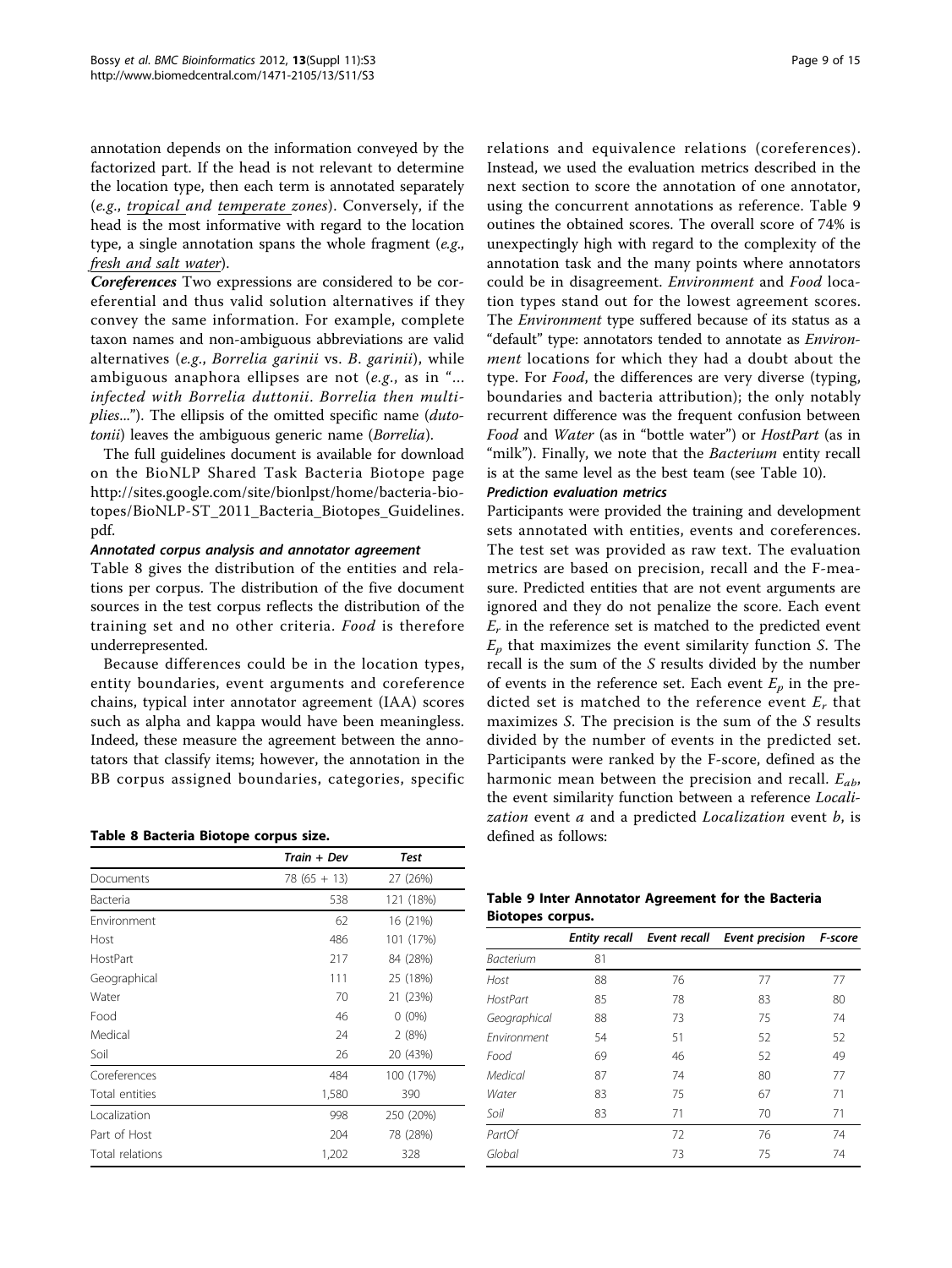annotation depends on the information conveyed by the factorized part. If the head is not relevant to determine the location type, then each term is annotated separately (*e.g.*, tropical and temperate zones). Conversely, if the head is the most informative with regard to the location type, a single annotation spans the whole fragment (*e.g.*, fresh and salt water).

***Coreferences*** Two expressions are considered to be coreferential and thus valid solution alternatives if they convey the same information. For example, complete taxon names and non-ambiguous abbreviations are valid alternatives (*e.g.*, *Borrelia garinii* vs. *B. garinii*), while ambiguous anaphora ellipses are not (*e.g.*, as in "... *infected with Borrelia duttonii. Borrelia then multiplies*..."). The ellipsis of the omitted specific name (*dutotonii*) leaves the ambiguous generic name (*Borrelia*).

The full guidelines document is available for download on the BioNLP Shared Task Bacteria Biotope page http://sites.google.com/site/bionlpst/home/bacteria-biotopes/BioNLP-ST_2011_Bacteria_Biotopes_Guidelines.pdf.

#### *Annotated corpus analysis and annotator agreement*

Table 8 gives the distribution of the entities and relations per corpus. The distribution of the five document sources in the test corpus reflects the distribution of the training set and no other criteria. *Food* is therefore underrepresented.

Because differences could be in the location types, entity boundaries, event arguments and coreference chains, typical inter annotator agreement (IAA) scores such as alpha and kappa would have been meaningless. Indeed, these measure the agreement between the annotators that classify items; however, the annotation in the BB corpus assigned boundaries, categories, specific relations and equivalence relations (coreferences). Instead, we used the evaluation metrics described in the next section to score the annotation of one annotator, using the concurrent annotations as reference. Table 9 outines the obtained scores. The overall score of 74% is unexpectingly high with regard to the complexity of the annotation task and the many points where annotators could be in disagreement. *Environment* and *Food* location types stand out for the lowest agreement scores. The *Environment* type suffered because of its status as a "default" type: annotators tended to annotate as *Environment* locations for which they had a doubt about the type. For *Food*, the differences are very diverse (typing, boundaries and bacteria attribution); the only notably recurrent difference was the frequent confusion between *Food* and *Water* (as in "bottle water") or *HostPart* (as in "milk"). Finally, we note that the *Bacterium* entity recall is at the same level as the best team (see Table 10).

**Table 8 Bacteria Biotope corpus size.**

| | *Train + Dev* | *Test* |
|---|---|---|
| Documents | 78 (65 + 13) | 27 (26%) |
| Bacteria | 538 | 121 (18%) |
| Environment | 62 | 16 (21%) |
| Host | 486 | 101 (17%) |
| HostPart | 217 | 84 (28%) |
| Geographical | 111 | 25 (18%) |
| Water | 70 | 21 (23%) |
| Food | 46 | 0 (0%) |
| Medical | 24 | 2 (8%) |
| Soil | 26 | 20 (43%) |
| Coreferences | 484 | 100 (17%) |
| Total entities | 1,580 | 390 |
| Localization | 998 | 250 (20%) |
| Part of Host | 204 | 78 (28%) |
| Total relations | 1,202 | 328 |

#### *Prediction evaluation metrics*

Participants were provided the training and development sets annotated with entities, events and coreferences. The test set was provided as raw text. The evaluation metrics are based on precision, recall and the F-measure. Predicted entities that are not event arguments are ignored and they do not penalize the score. Each event $E_r$ in the reference set is matched to the predicted event $E_p$ that maximizes the event similarity function *S*. The recall is the sum of the *S* results divided by the number of events in the reference set. Each event $E_p$ in the predicted set is matched to the reference event $E_r$ that maximizes *S*. The precision is the sum of the *S* results divided by the number of events in the predicted set. Participants were ranked by the F-score, defined as the harmonic mean between the precision and recall. $E_{ab}$, the event similarity function between a reference *Localization* event *a* and a predicted *Localization* event *b*, is defined as follows:

**Table 9 Inter Annotator Agreement for the Bacteria Biotopes corpus.**

| | *Entity recall* | *Event recall* | *Event precision* | *F-score* |
|---|---|---|---|---|
| *Bacterium* | 81 | | | |
| *Host* | 88 | 76 | 77 | 77 |
| *HostPart* | 85 | 78 | 83 | 80 |
| *Geographical* | 88 | 73 | 75 | 74 |
| *Environment* | 54 | 51 | 52 | 52 |
| *Food* | 69 | 46 | 52 | 49 |
| *Medical* | 87 | 74 | 80 | 77 |
| *Water* | 83 | 75 | 67 | 71 |
| *Soil* | 83 | 71 | 70 | 71 |
| *PartOf* | | 72 | 76 | 74 |
| *Global* | | 73 | 75 | 74 |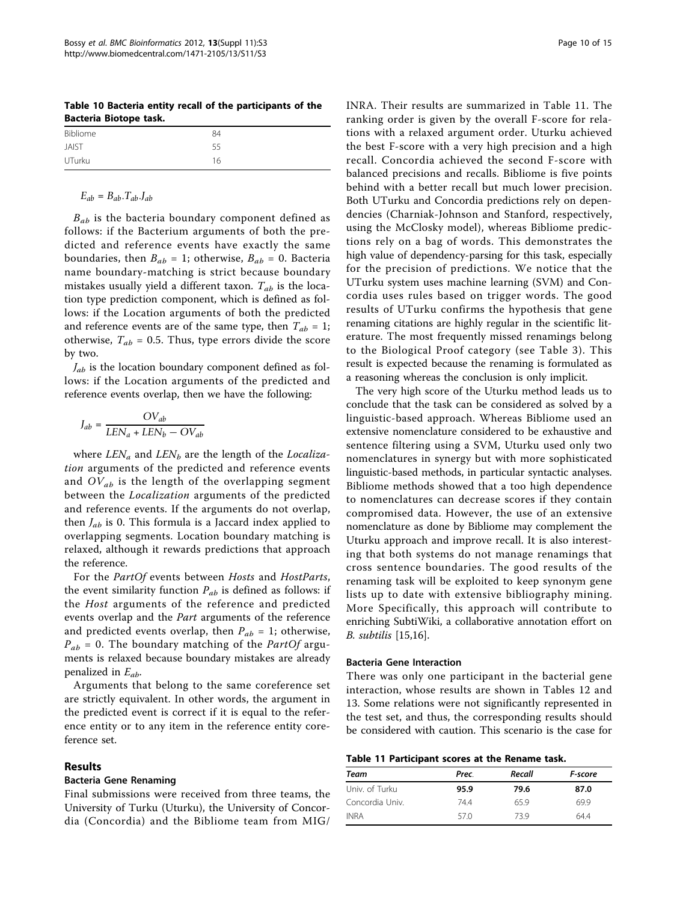**Table 10 Bacteria entity recall of the participants of the Bacteria Biotope task.**

| | |
|---|---|
| Bibliome | 84 |
| JAIST | 55 |
| UTurku | 16 |

$$E_{ab} = B_{ab}.T_{ab}.J_{ab}$$

$B_{ab}$ is the bacteria boundary component defined as follows: if the Bacterium arguments of both the predicted and reference events have exactly the same boundaries, then $B_{ab}$ = 1; otherwise, $B_{ab}$ = 0. Bacteria name boundary-matching is strict because boundary mistakes usually yield a different taxon. $T_{ab}$ is the location type prediction component, which is defined as follows: if the Location arguments of both the predicted and reference events are of the same type, then $T_{ab}$ = 1; otherwise, $T_{ab}$ = 0.5. Thus, type errors divide the score by two.

$J_{ab}$ is the location boundary component defined as follows: if the Location arguments of the predicted and reference events overlap, then we have the following:

$$J_{ab} = \frac{OV_{ab}}{LEN_a + LEN_b - OV_{ab}}$$

where $LEN_a$ and $LEN_b$ are the length of the *Localization* arguments of the predicted and reference events and $OV_{ab}$ is the length of the overlapping segment between the *Localization* arguments of the predicted and reference events. If the arguments do not overlap, then $J_{ab}$ is 0. This formula is a Jaccard index applied to overlapping segments. Location boundary matching is relaxed, although it rewards predictions that approach the reference.

For the *PartOf* events between *Hosts* and *HostParts*, the event similarity function $P_{ab}$ is defined as follows: if the *Host* arguments of the reference and predicted events overlap and the *Part* arguments of the reference and predicted events overlap, then $P_{ab}$ = 1; otherwise, $P_{ab}$ = 0. The boundary matching of the *PartOf* arguments is relaxed because boundary mistakes are already penalized in $E_{ab}$.

Arguments that belong to the same coreference set are strictly equivalent. In other words, the argument in the predicted event is correct if it is equal to the reference entity or to any item in the reference entity coreference set.

## Results

### Bacteria Gene Renaming

Final submissions were received from three teams, the University of Turku (Uturku), the University of Concordia (Concordia) and the Bibliome team from MIG/INRA. Their results are summarized in Table 11. The ranking order is given by the overall F-score for relations with a relaxed argument order. Uturku achieved the best F-score with a very high precision and a high recall. Concordia achieved the second F-score with balanced precisions and recalls. Bibliome is five points behind with a better recall but much lower precision. Both UTurku and Concordia predictions rely on dependencies (Charniak-Johnson and Stanford, respectively, using the McClosky model), whereas Bibliome predictions rely on a bag of words. This demonstrates the high value of dependency-parsing for this task, especially for the precision of predictions. We notice that the UTurku system uses machine learning (SVM) and Concordia uses rules based on trigger words. The good results of UTurku confirms the hypothesis that gene renaming citations are highly regular in the scientific literature. The most frequently missed renamings belong to the Biological Proof category (see Table 3). This result is expected because the renaming is formulated as a reasoning whereas the conclusion is only implicit.

The very high score of the Uturku method leads us to conclude that the task can be considered as solved by a linguistic-based approach. Whereas Bibliome used an extensive nomenclature considered to be exhaustive and sentence filtering using a SVM, Uturku used only two nomenclatures in synergy but with more sophisticated linguistic-based methods, in particular syntactic analyses. Bibliome methods showed that a too high dependence to nomenclatures can decrease scores if they contain compromised data. However, the use of an extensive nomenclature as done by Bibliome may complement the Uturku approach and improve recall. It is also interesting that both systems do not manage renamings that cross sentence boundaries. The good results of the renaming task will be exploited to keep synonym gene lists up to date with extensive bibliography mining. More Specifically, this approach will contribute to enriching SubtiWiki, a collaborative annotation effort on *B. subtilis* [15,16].

### Bacteria Gene Interaction

There was only one participant in the bacterial gene interaction, whose results are shown in Tables 12 and 13. Some relations were not significantly represented in the test set, and thus, the corresponding results should be considered with caution. This scenario is the case for

**Table 11 Participant scores at the Rename task.**

| *Team* | *Prec.* | *Recall* | *F-score* |
|---|---|---|---|
| Univ. of Turku | **95.9** | **79.6** | **87.0** |
| Concordia Univ. | 74.4 | 65.9 | 69.9 |
| INRA | 57.0 | 73.9 | 64.4 |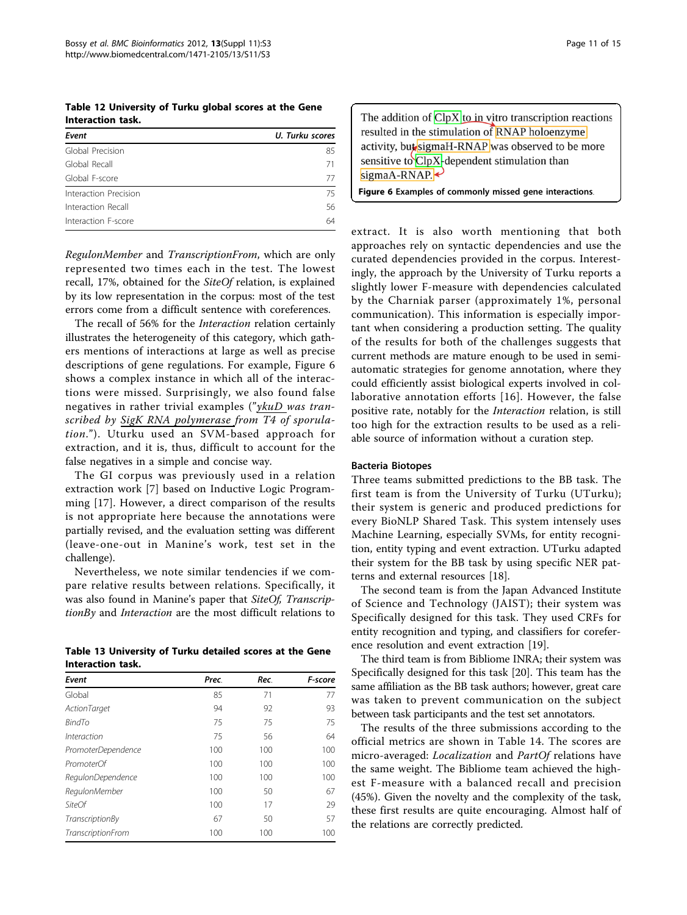**Table 12 University of Turku global scores at the Gene Interaction task.**

| Event | U. Turku scores |
|---|---|
| Global Precision | 85 |
| Global Recall | 71 |
| Global F-score | 77 |
| Interaction Precision | 75 |
| Interaction Recall | 56 |
| Interaction F-score | 64 |

*RegulonMember* and *TranscriptionFrom*, which are only represented two times each in the test. The lowest recall, 17%, obtained for the *SiteOf* relation, is explained by its low representation in the corpus: most of the test errors come from a difficult sentence with coreferences.

The recall of 56% for the *Interaction* relation certainly illustrates the heterogeneity of this category, which gathers mentions of interactions at large as well as precise descriptions of gene regulations. For example, Figure 6 shows a complex instance in which all of the interactions were missed. Surprisingly, we also found false negatives in rather trivial examples ("*ykuD was transcribed by SigK RNA polymerase from T4 of sporulation.*"). Uturku used an SVM-based approach for extraction, and it is, thus, difficult to account for the false negatives in a simple and concise way.

The GI corpus was previously used in a relation extraction work [7] based on Inductive Logic Programming [17]. However, a direct comparison of the results is not appropriate here because the annotations were partially revised, and the evaluation setting was different (leave-one-out in Manine's work, test set in the challenge).

Nevertheless, we note similar tendencies if we compare relative results between relations. Specifically, it was also found in Manine's paper that *SiteOf*, *TranscriptionBy* and *Interaction* are the most difficult relations to extract. It is also worth mentioning that both approaches rely on syntactic dependencies and use the curated dependencies provided in the corpus. Interestingly, the approach by the University of Turku reports a slightly lower F-measure with dependencies calculated by the Charniak parser (approximately 1%, personal communication). This information is especially important when considering a production setting. The quality of the results for both of the challenges suggests that current methods are mature enough to be used in semi-automatic strategies for genome annotation, where they could efficiently assist biological experts involved in collaborative annotation efforts [16]. However, the false positive rate, notably for the *Interaction* relation, is still too high for the extraction results to be used as a reliable source of information without a curation step.

**Table 13 University of Turku detailed scores at the Gene Interaction task.**

| Event | Prec. | Rec. | F-score |
|---|---|---|---|
| Global | 85 | 71 | 77 |
| *ActionTarget* | 94 | 92 | 93 |
| *BindTo* | 75 | 75 | 75 |
| *Interaction* | 75 | 56 | 64 |
| *PromoterDependence* | 100 | 100 | 100 |
| *PromoterOf* | 100 | 100 | 100 |
| *RegulonDependence* | 100 | 100 | 100 |
| *RegulonMember* | 100 | 50 | 67 |
| *SiteOf* | 100 | 17 | 29 |
| *TranscriptionBy* | 67 | 50 | 57 |
| *TranscriptionFrom* | 100 | 100 | 100 |

The addition of ClpX to in vitro transcription reactions resulted in the stimulation of RNAP holoenzyme activity, but sigmaH-RNAP was observed to be more sensitive to ClpX-dependent stimulation than sigmaA-RNAP.

**Figure 6 Examples of commonly missed gene interactions.**

### Bacteria Biotopes

Three teams submitted predictions to the BB task. The first team is from the University of Turku (UTurku); their system is generic and produced predictions for every BioNLP Shared Task. This system intensely uses Machine Learning, especially SVMs, for entity recognition, entity typing and event extraction. UTurku adapted their system for the BB task by using specific NER patterns and external resources [18].

The second team is from the Japan Advanced Institute of Science and Technology (JAIST); their system was Specifically designed for this task. They used CRFs for entity recognition and typing, and classifiers for coreference resolution and event extraction [19].

The third team is from Bibliome INRA; their system was Specifically designed for this task [20]. This team has the same affiliation as the BB task authors; however, great care was taken to prevent communication on the subject between task participants and the test set annotators.

The results of the three submissions according to the official metrics are shown in Table 14. The scores are micro-averaged: *Localization* and *PartOf* relations have the same weight. The Bibliome team achieved the highest F-measure with a balanced recall and precision (45%). Given the novelty and the complexity of the task, these first results are quite encouraging. Almost half of the relations are correctly predicted.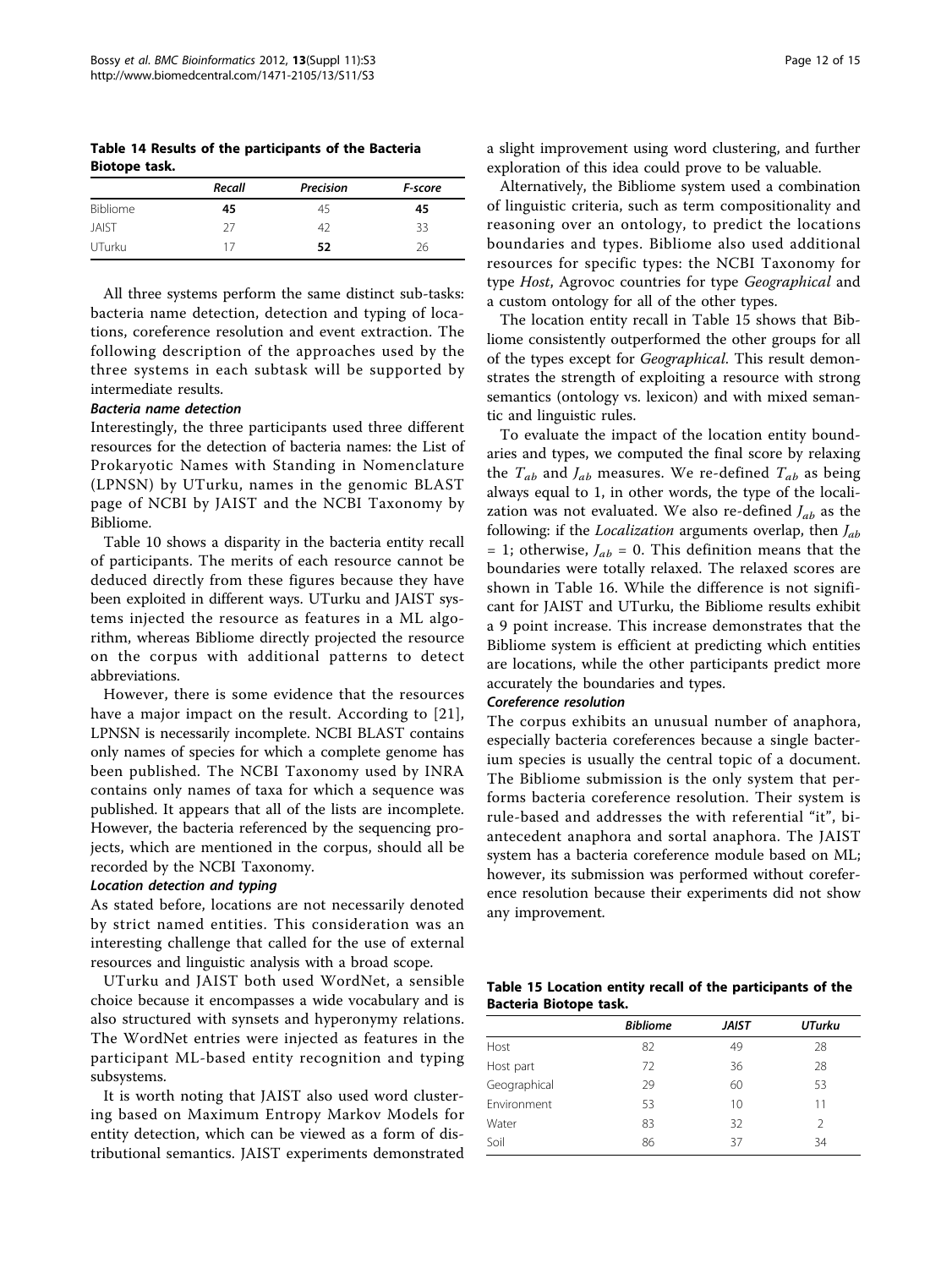**Table 14 Results of the participants of the Bacteria Biotope task.**

| | Recall | Precision | F-score |
|---|---|---|---|
| Bibliome | **45** | 45 | **45** |
| JAIST | 27 | 42 | 33 |
| UTurku | 17 | **52** | 26 |

All three systems perform the same distinct sub-tasks: bacteria name detection, detection and typing of locations, coreference resolution and event extraction. The following description of the approaches used by the three systems in each subtask will be supported by intermediate results.

#### *Bacteria name detection*

Interestingly, the three participants used three different resources for the detection of bacteria names: the List of Prokaryotic Names with Standing in Nomenclature (LPNSN) by UTurku, names in the genomic BLAST page of NCBI by JAIST and the NCBI Taxonomy by Bibliome.

Table 10 shows a disparity in the bacteria entity recall of participants. The merits of each resource cannot be deduced directly from these figures because they have been exploited in different ways. UTurku and JAIST systems injected the resource as features in a ML algorithm, whereas Bibliome directly projected the resource on the corpus with additional patterns to detect abbreviations.

However, there is some evidence that the resources have a major impact on the result. According to [21], LPNSN is necessarily incomplete. NCBI BLAST contains only names of species for which a complete genome has been published. The NCBI Taxonomy used by INRA contains only names of taxa for which a sequence was published. It appears that all of the lists are incomplete. However, the bacteria referenced by the sequencing projects, which are mentioned in the corpus, should all be recorded by the NCBI Taxonomy.

#### *Location detection and typing*

As stated before, locations are not necessarily denoted by strict named entities. This consideration was an interesting challenge that called for the use of external resources and linguistic analysis with a broad scope.

UTurku and JAIST both used WordNet, a sensible choice because it encompasses a wide vocabulary and is also structured with synsets and hyperonymy relations. The WordNet entries were injected as features in the participant ML-based entity recognition and typing subsystems.

It is worth noting that JAIST also used word clustering based on Maximum Entropy Markov Models for entity detection, which can be viewed as a form of distributional semantics. JAIST experiments demonstrated a slight improvement using word clustering, and further exploration of this idea could prove to be valuable.

Alternatively, the Bibliome system used a combination of linguistic criteria, such as term compositionality and reasoning over an ontology, to predict the locations boundaries and types. Bibliome also used additional resources for specific types: the NCBI Taxonomy for type *Host*, Agrovoc countries for type *Geographical* and a custom ontology for all of the other types.

The location entity recall in Table 15 shows that Bibliome consistently outperformed the other groups for all of the types except for *Geographical*. This result demonstrates the strength of exploiting a resource with strong semantics (ontology vs. lexicon) and with mixed semantic and linguistic rules.

To evaluate the impact of the location entity boundaries and types, we computed the final score by relaxing the $T_{ab}$ and $J_{ab}$ measures. We re-defined $T_{ab}$ as being always equal to 1, in other words, the type of the localization was not evaluated. We also re-defined $J_{ab}$ as the following: if the *Localization* arguments overlap, then $J_{ab} = 1$; otherwise, $J_{ab} = 0$. This definition means that the boundaries were totally relaxed. The relaxed scores are shown in Table 16. While the difference is not significant for JAIST and UTurku, the Bibliome results exhibit a 9 point increase. This increase demonstrates that the Bibliome system is efficient at predicting which entities are locations, while the other participants predict more accurately the boundaries and types.

#### *Coreference resolution*

The corpus exhibits an unusual number of anaphora, especially bacteria coreferences because a single bacterium species is usually the central topic of a document. The Bibliome submission is the only system that performs bacteria coreference resolution. Their system is rule-based and addresses the with referential "it", bi-antecedent anaphora and sortal anaphora. The JAIST system has a bacteria coreference module based on ML; however, its submission was performed without coreference resolution because their experiments did not show any improvement.

**Table 15 Location entity recall of the participants of the Bacteria Biotope task.**

| | Bibliome | JAIST | UTurku |
|---|---|---|---|
| Host | 82 | 49 | 28 |
| Host part | 72 | 36 | 28 |
| Geographical | 29 | 60 | 53 |
| Environment | 53 | 10 | 11 |
| Water | 83 | 32 | 2 |
| Soil | 86 | 37 | 34 |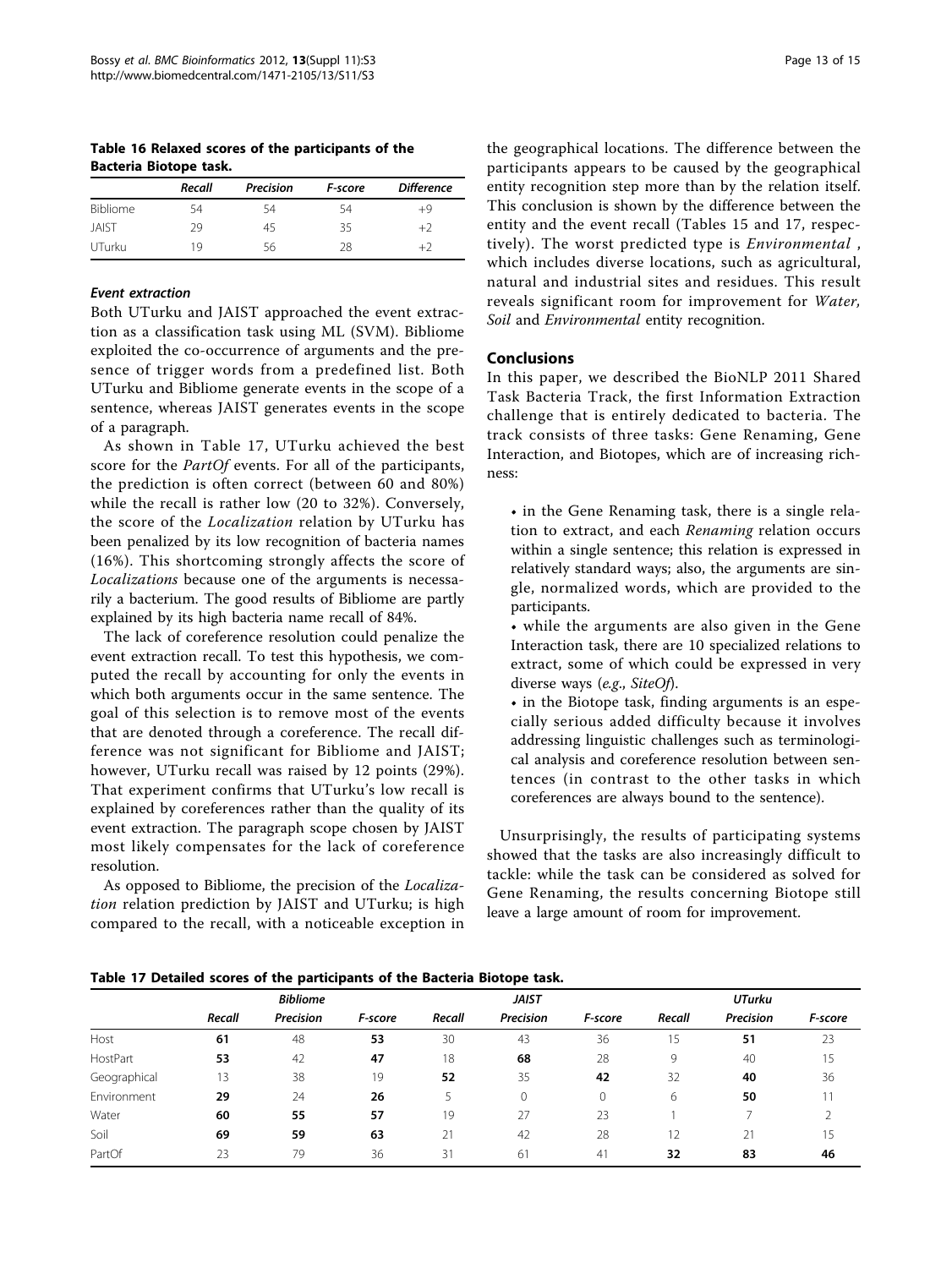**Table 16 Relaxed scores of the participants of the Bacteria Biotope task.**

| | Recall | Precision | F-score | Difference |
|---|---|---|---|---|
| Bibliome | 54 | 54 | 54 | +9 |
| JAIST | 29 | 45 | 35 | +2 |
| UTurku | 19 | 56 | 28 | +2 |

#### *Event extraction*

Both UTurku and JAIST approached the event extraction as a classification task using ML (SVM). Bibliome exploited the co-occurrence of arguments and the presence of trigger words from a predefined list. Both UTurku and Bibliome generate events in the scope of a sentence, whereas JAIST generates events in the scope of a paragraph.

As shown in Table 17, UTurku achieved the best score for the *PartOf* events. For all of the participants, the prediction is often correct (between 60 and 80%) while the recall is rather low (20 to 32%). Conversely, the score of the *Localization* relation by UTurku has been penalized by its low recognition of bacteria names (16%). This shortcoming strongly affects the score of *Localizations* because one of the arguments is necessarily a bacterium. The good results of Bibliome are partly explained by its high bacteria name recall of 84%.

The lack of coreference resolution could penalize the event extraction recall. To test this hypothesis, we computed the recall by accounting for only the events in which both arguments occur in the same sentence. The goal of this selection is to remove most of the events that are denoted through a coreference. The recall difference was not significant for Bibliome and JAIST; however, UTurku recall was raised by 12 points (29%). That experiment confirms that UTurku's low recall is explained by coreferences rather than the quality of its event extraction. The paragraph scope chosen by JAIST most likely compensates for the lack of coreference resolution.

As opposed to Bibliome, the precision of the *Localization* relation prediction by JAIST and UTurku; is high compared to the recall, with a noticeable exception in the geographical locations. The difference between the participants appears to be caused by the geographical entity recognition step more than by the relation itself. This conclusion is shown by the difference between the entity and the event recall (Tables 15 and 17, respectively). The worst predicted type is *Environmental* , which includes diverse locations, such as agricultural, natural and industrial sites and residues. This result reveals significant room for improvement for *Water, Soil* and *Environmental* entity recognition.

## Conclusions

In this paper, we described the BioNLP 2011 Shared Task Bacteria Track, the first Information Extraction challenge that is entirely dedicated to bacteria. The track consists of three tasks: Gene Renaming, Gene Interaction, and Biotopes, which are of increasing richness:

- in the Gene Renaming task, there is a single relation to extract, and each *Renaming* relation occurs within a single sentence; this relation is expressed in relatively standard ways; also, the arguments are single, normalized words, which are provided to the participants.
- while the arguments are also given in the Gene Interaction task, there are 10 specialized relations to extract, some of which could be expressed in very diverse ways (*e.g., SiteOf*).
- in the Biotope task, finding arguments is an especially serious added difficulty because it involves addressing linguistic challenges such as terminological analysis and coreference resolution between sentences (in contrast to the other tasks in which coreferences are always bound to the sentence).

Unsurprisingly, the results of participating systems showed that the tasks are also increasingly difficult to tackle: while the task can be considered as solved for Gene Renaming, the results concerning Biotope still leave a large amount of room for improvement.

**Table 17 Detailed scores of the participants of the Bacteria Biotope task.**

| | Bibliome | | | JAIST | | | UTurku | | |
|---|---|---|---|---|---|---|---|---|---|
| | Recall | Precision | F-score | Recall | Precision | F-score | Recall | Precision | F-score |
| Host | **61** | 48 | **53** | 30 | 43 | 36 | 15 | **51** | 23 |
| HostPart | **53** | 42 | **47** | 18 | **68** | 28 | 9 | 40 | 15 |
| Geographical | 13 | 38 | 19 | **52** | 35 | **42** | 32 | **40** | 36 |
| Environment | **29** | 24 | **26** | 5 | 0 | 0 | 6 | **50** | 11 |
| Water | **60** | **55** | **57** | 19 | 27 | 23 | 1 | 7 | 2 |
| Soil | **69** | **59** | **63** | 21 | 42 | 28 | 12 | 21 | 15 |
| PartOf | 23 | 79 | 36 | 31 | 61 | 41 | **32** | **83** | **46** |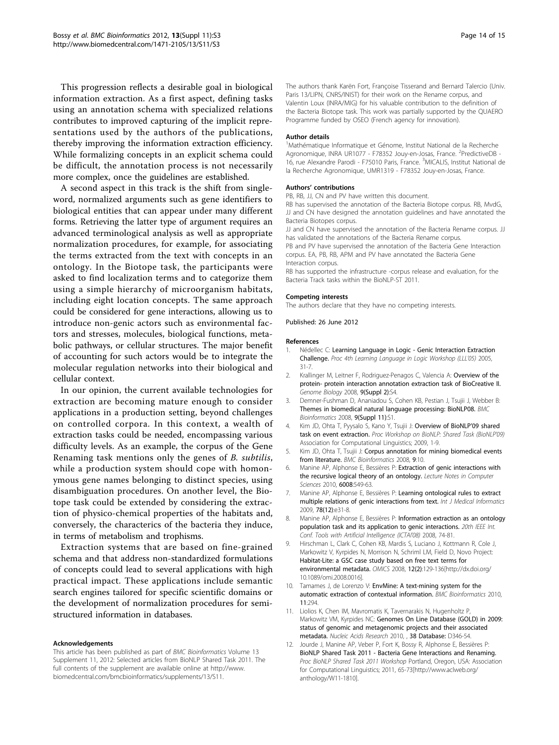This progression reflects a desirable goal in biological information extraction. As a first aspect, defining tasks using an annotation schema with specialized relations contributes to improved capturing of the implicit representations used by the authors of the publications, thereby improving the information extraction efficiency. While formalizing concepts in an explicit schema could be difficult, the annotation process is not necessarily more complex, once the guidelines are established.

A second aspect in this track is the shift from single-word, normalized arguments such as gene identifiers to biological entities that can appear under many different forms. Retrieving the latter type of argument requires an advanced terminological analysis as well as appropriate normalization procedures, for example, for associating the terms extracted from the text with concepts in an ontology. In the Biotope task, the participants were asked to find localization terms and to categorize them using a simple hierarchy of microorganism habitats, including eight location concepts. The same approach could be considered for gene interactions, allowing us to introduce non-genic actors such as environmental factors and stresses, molecules, biological functions, metabolic pathways, or cellular structures. The major benefit of accounting for such actors would be to integrate the molecular regulation networks into their biological and cellular context.

In our opinion, the current available technologies for extraction are becoming mature enough to consider applications in a production setting, beyond challenges on controlled corpora. In this context, a wealth of extraction tasks could be needed, encompassing various difficulty levels. As an example, the corpus of the Gene Renaming task mentions only the genes of *B. subtilis*, while a production system should cope with homonymous gene names belonging to distinct species, using disambiguation procedures. On another level, the Biotope task could be extended by considering the extraction of physico-chemical properties of the habitats and, conversely, the characterics of the bacteria they induce, in terms of metabolism and trophisms.

Extraction systems that are based on fine-grained schema and that address non-standardized formulations of concepts could lead to several applications with high practical impact. These applications include semantic search engines tailored for specific scientific domains or the development of normalization procedures for semi-structured information in databases.

#### Acknowledgements

This article has been published as part of *BMC Bioinformatics* Volume 13 Supplement 11, 2012: Selected articles from BioNLP Shared Task 2011. The full contents of the supplement are available online at http://www.biomedcentral.com/bmcbioinformatics/supplements/13/S11.

The authors thank Karën Fort, Françoise Tisserand and Bernard Talercio (Univ. Paris 13/LIPN, CNRS/INIST) for their work on the Rename corpus, and Valentin Loux (INRA/MIG) for his valuable contribution to the definition of the Bacteria Biotope task. This work was partially supported by the QUAERO Programme funded by OSEO (French agency for innovation).

#### Author details

[1]Mathématique Informatique et Génome, Institut National de la Recherche Agronomique, INRA UR1077 - F78352 Jouy-en-Josas, France. [2]PredictiveDB - 16, rue Alexandre Parodi - F75010 Paris, France. [3]MICALIS, Institut National de la Recherche Agronomique, UMR1319 - F78352 Jouy-en-Josas, France.

#### Authors' contributions

PB, RB, JJ, CN and PV have written this document.
RB has supervised the annotation of the Bacteria Biotope corpus. RB, MvdG, JJ and CN have designed the annotation guidelines and have annotated the Bacteria Biotopes corpus.
JJ and CN have supervised the annotation of the Bacteria Rename corpus. JJ has validated the annotations of the Bacteria Rename corpus.
PB and PV have supervised the annotation of the Bacteria Gene Interaction corpus. EA, PB, RB, APM and PV have annotated the Bacteria Gene Interaction corpus.
RB has supported the infrastructure -corpus release and evaluation, for the Bacteria Track tasks within the BioNLP-ST 2011.

#### Competing interests

The authors declare that they have no competing interests.

Published: 26 June 2012

#### References

1. Nédellec C: **Learning Language in Logic - Genic Interaction Extraction Challenge.** *Proc 4th Learning Language in Logic Workshop (LLL'05)* 2005, 31-7.
2. Krallinger M, Leitner F, Rodriguez-Penagos C, Valencia A: **Overview of the protein- protein interaction annotation extraction task of BioCreative II.** *Genome Biology* 2008, **9(Suppl 2)**:S4.
3. Demner-Fushman D, Ananiadou S, Cohen KB, Pestian J, Tsujii J, Webber B: **Themes in biomedical natural language processing: BioNLP08.** *BMC Bioinformatics* 2008, **9(Suppl 11)**:S1.
4. Kim JD, Ohta T, Pyysalo S, Kano Y, Tsujii J: **Overview of BioNLP'09 shared task on event extraction.** *Proc Workshop on BioNLP: Shared Task (BioNLP'09)* Association for Computational Linguistics; 2009, 1-9.
5. Kim JD, Ohta T, Tsujii J: **Corpus annotation for mining biomedical events from literature.** *BMC Bioinformatics* 2008, **9**:10.
6. Manine AP, Alphonse E, Bessières P: **Extraction of genic interactions with the recursive logical theory of an ontology.** *Lecture Notes in Computer Sciences* 2010, **6008**:549-63.
7. Manine AP, Alphonse E, Bessières P: **Learning ontological rules to extract multiple relations of genic interactions from text.** *Int J Medical Informatics* 2009, **78(12)**:e31-8.
8. Manine AP, Alphonse E, Bessières P: **Information extraction as an ontology population task and its application to genic interactions.** *20th IEEE Int. Conf. Tools with Artificial Intelligence (ICTAI'08)* 2008, 74-81.
9. Hirschman L, Clark C, Cohen KB, Mardis S, Luciano J, Kottmann R, Cole J, Markowitz V, Kyrpides N, Morrison N, Schriml LM, Field D, Novo Project: **Habitat-Lite: a GSC case study based on free text terms for environmental metadata.** *OMICS* 2008, 12(2):129-136[http://dx.doi.org/10.1089/omi.2008.0016].
10. Tamames J, de Lorenzo V: **EnvMine: A text-mining system for the automatic extraction of contextual information.** *BMC Bioinformatics* 2010, **11**:294.
11. Liolios K, Chen IM, Mavromatis K, Tavernarakis N, Hugenholtz P, Markowitz VM, Kyrpides NC: **Genomes On Line Database (GOLD) in 2009: status of genomic and metagenomic projects and their associated metadata.** *Nucleic Acids Research* 2010, , **38 Database**: D346-54.
12. Jourde J, Manine AP, Veber P, Fort K, Bossy R, Alphonse E, Bessières P: **BioNLP Shared Task 2011 - Bacteria Gene Interactions and Renaming.** *Proc BioNLP Shared Task 2011 Workshop* Portland, Oregon, USA: Association for Computational Linguistics; 2011, 65-73[http://www.aclweb.org/anthology/W11-1810].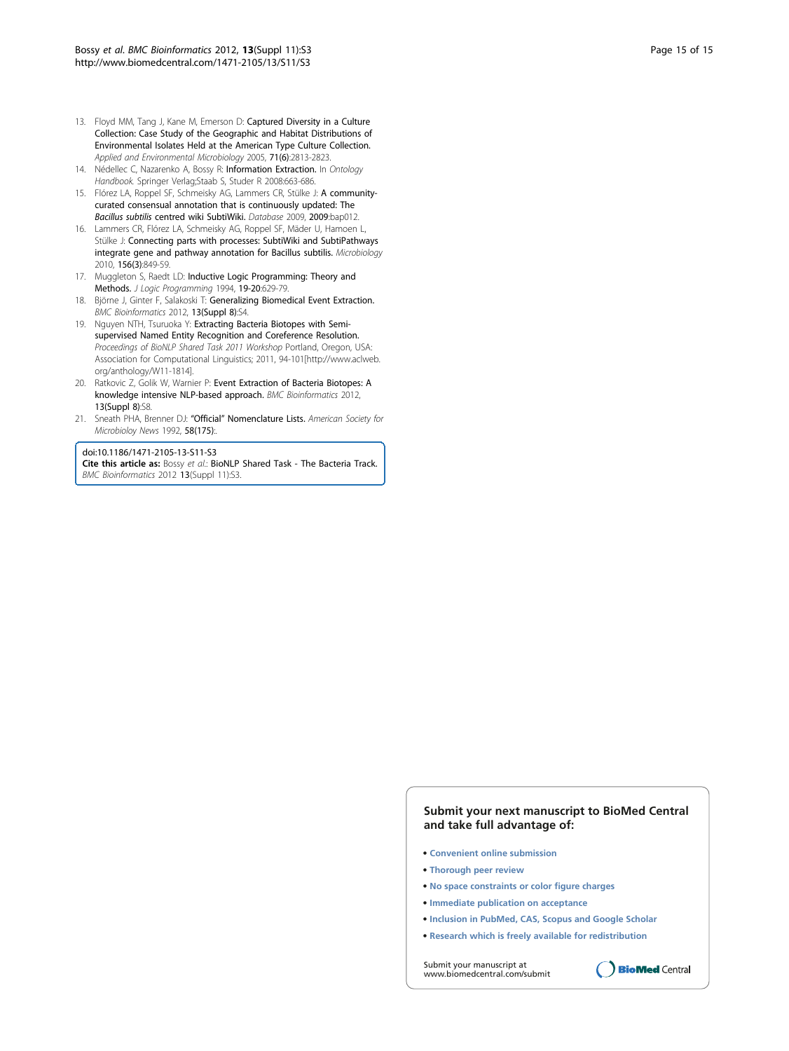13. Floyd MM, Tang J, Kane M, Emerson D: **Captured Diversity in a Culture Collection: Case Study of the Geographic and Habitat Distributions of Environmental Isolates Held at the American Type Culture Collection.** *Applied and Environmental Microbiology* 2005, **71(6)**:2813-2823.
14. Nédellec C, Nazarenko A, Bossy R: **Information Extraction.** In *Ontology Handbook.* Springer Verlag;Staab S, Studer R 2008:663-686.
15. Flórez LA, Roppel SF, Schmeisky AG, Lammers CR, Stülke J: **A community-curated consensual annotation that is continuously updated: The *Bacillus subtilis* centred wiki SubtiWiki.** *Database* 2009, **2009**:bap012.
16. Lammers CR, Flórez LA, Schmeisky AG, Roppel SF, Mäder U, Hamoen L, Stülke J: **Connecting parts with processes: SubtiWiki and SubtiPathways integrate gene and pathway annotation for Bacillus subtilis.** *Microbiology* 2010, **156(3)**:849-59.
17. Muggleton S, Raedt LD: **Inductive Logic Programming: Theory and Methods.** *J Logic Programming* 1994, **19-20**:629-79.
18. Björne J, Ginter F, Salakoski T: **Generalizing Biomedical Event Extraction.** *BMC Bioinformatics* 2012, **13(Suppl 8)**:S4.
19. Nguyen NTH, Tsuruoka Y: **Extracting Bacteria Biotopes with Semi-supervised Named Entity Recognition and Coreference Resolution.** *Proceedings of BioNLP Shared Task 2011 Workshop* Portland, Oregon, USA: Association for Computational Linguistics; 2011, 94-101[http://www.aclweb.org/anthology/W11-1814].
20. Ratkovic Z, Golik W, Warnier P: **Event Extraction of Bacteria Biotopes: A knowledge intensive NLP-based approach.** *BMC Bioinformatics* 2012, **13(Suppl 8)**:S8.
21. Sneath PHA, Brenner DJ: **"Official" Nomenclature Lists.** *American Society for Microbioloy News* 1992, **58(175)**:.

doi:10.1186/1471-2105-13-S11-S3
**Cite this article as:** Bossy *et al.*: BioNLP Shared Task - The Bacteria Track. *BMC Bioinformatics* 2012 **13**(Suppl 11):S3.

**Submit your next manuscript to BioMed Central and take full advantage of:**

- Convenient online submission
- Thorough peer review
- No space constraints or color figure charges
- Immediate publication on acceptance
- Inclusion in PubMed, CAS, Scopus and Google Scholar
- Research which is freely available for redistribution

Submit your manuscript at
www.biomedcentral.com/submit

BioMed Central